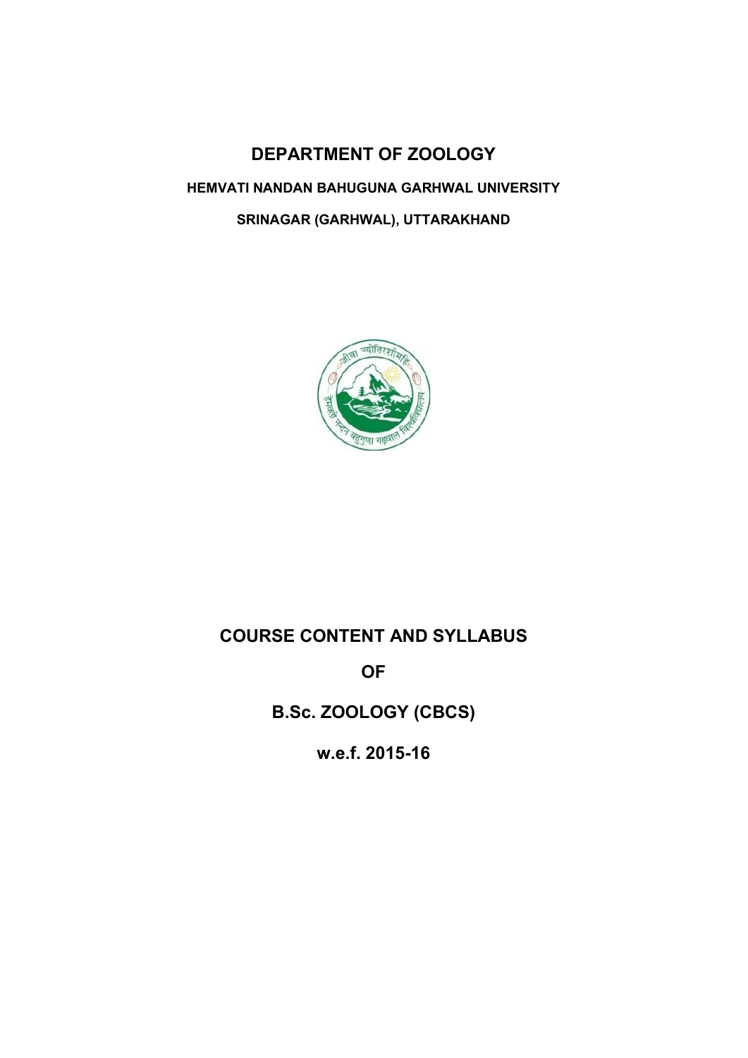# DEPARTMENT OF ZOOLOGY

**HEMVATI NANDAN BAHUGUNA GARHWAL UNIVERSITY**

**SRINAGAR (GARHWAL), UTTARAKHAND**

# COURSE CONTENT AND SYLLABUS

# OF

# B.Sc. ZOOLOGY (CBCS)

# w.e.f. 2015-16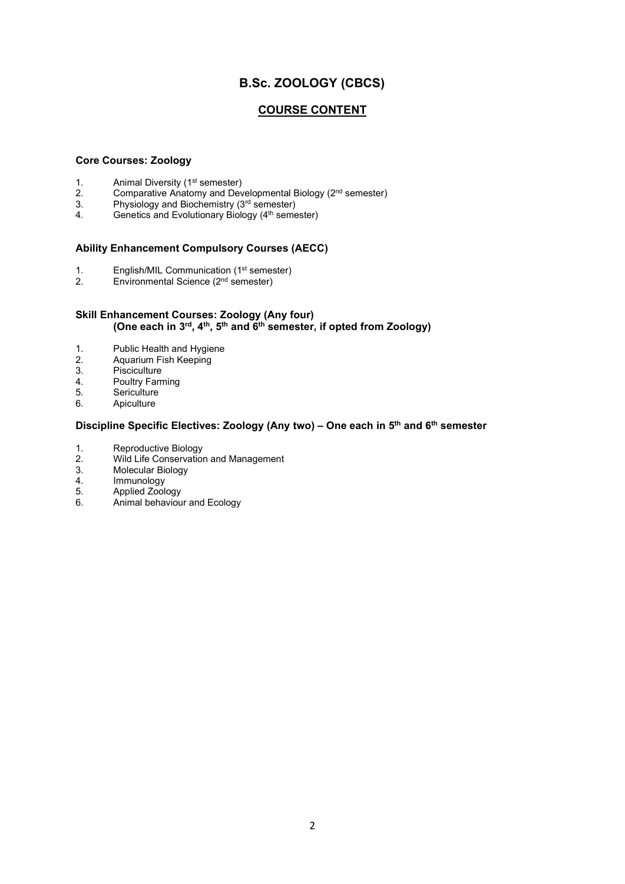# B.Sc. ZOOLOGY (CBCS)

## COURSE CONTENT

**Core Courses: Zoology**

1. Animal Diversity (1st semester)
2. Comparative Anatomy and Developmental Biology (2nd semester)
3. Physiology and Biochemistry (3rd semester)
4. Genetics and Evolutionary Biology (4th semester)

**Ability Enhancement Compulsory Courses (AECC)**

1. English/MIL Communication (1st semester)
2. Environmental Science (2nd semester)

**Skill Enhancement Courses: Zoology (Any four)**
**(One each in 3rd, 4th, 5th and 6th semester, if opted from Zoology)**

1. Public Health and Hygiene
2. Aquarium Fish Keeping
3. Pisciculture
4. Poultry Farming
5. Sericulture
6. Apiculture

**Discipline Specific Electives: Zoology (Any two) – One each in 5th and 6th semester**

1. Reproductive Biology
2. Wild Life Conservation and Management
3. Molecular Biology
4. Immunology
5. Applied Zoology
6. Animal behaviour and Ecology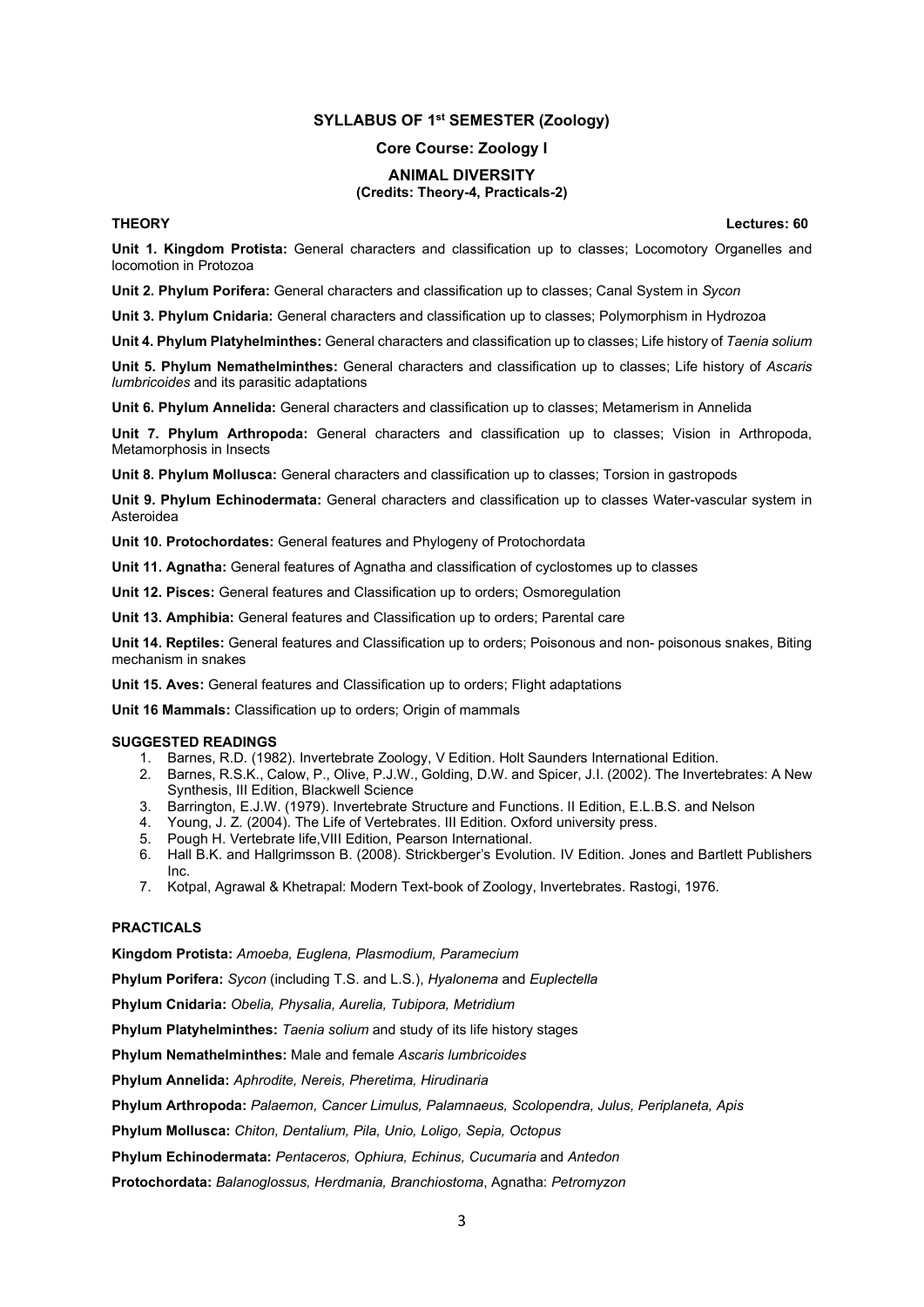## SYLLABUS OF 1st SEMESTER (Zoology)

### Core Course: Zoology I

### ANIMAL DIVERSITY
**(Credits: Theory-4, Practicals-2)**

**THEORY** **Lectures: 60**

**Unit 1. Kingdom Protista:** General characters and classification up to classes; Locomotory Organelles and locomotion in Protozoa

**Unit 2. Phylum Porifera:** General characters and classification up to classes; Canal System in *Sycon*

**Unit 3. Phylum Cnidaria:** General characters and classification up to classes; Polymorphism in Hydrozoa

**Unit 4. Phylum Platyhelminthes:** General characters and classification up to classes; Life history of *Taenia solium*

**Unit 5. Phylum Nemathelminthes:** General characters and classification up to classes; Life history of *Ascaris lumbricoides* and its parasitic adaptations

**Unit 6. Phylum Annelida:** General characters and classification up to classes; Metamerism in Annelida

**Unit 7. Phylum Arthropoda:** General characters and classification up to classes; Vision in Arthropoda, Metamorphosis in Insects

**Unit 8. Phylum Mollusca:** General characters and classification up to classes; Torsion in gastropods

**Unit 9. Phylum Echinodermata:** General characters and classification up to classes Water-vascular system in Asteroidea

**Unit 10. Protochordates:** General features and Phylogeny of Protochordata

**Unit 11. Agnatha:** General features of Agnatha and classification of cyclostomes up to classes

**Unit 12. Pisces:** General features and Classification up to orders; Osmoregulation

**Unit 13. Amphibia:** General features and Classification up to orders; Parental care

**Unit 14. Reptiles:** General features and Classification up to orders; Poisonous and non- poisonous snakes, Biting mechanism in snakes

**Unit 15. Aves:** General features and Classification up to orders; Flight adaptations

**Unit 16 Mammals:** Classification up to orders; Origin of mammals

**SUGGESTED READINGS**

1. Barnes, R.D. (1982). Invertebrate Zoology, V Edition. Holt Saunders International Edition.
2. Barnes, R.S.K., Calow, P., Olive, P.J.W., Golding, D.W. and Spicer, J.I. (2002). The Invertebrates: A New Synthesis, III Edition, Blackwell Science
3. Barrington, E.J.W. (1979). Invertebrate Structure and Functions. II Edition, E.L.B.S. and Nelson
4. Young, J. Z. (2004). The Life of Vertebrates. III Edition. Oxford university press.
5. Pough H. Vertebrate life,VIII Edition, Pearson International.
6. Hall B.K. and Hallgrimsson B. (2008). Strickberger's Evolution. IV Edition. Jones and Bartlett Publishers Inc.
7. Kotpal, Agrawal & Khetrapal: Modern Text-book of Zoology, Invertebrates. Rastogi, 1976.

**PRACTICALS**

**Kingdom Protista:** *Amoeba, Euglena, Plasmodium, Paramecium*

**Phylum Porifera:** *Sycon* (including T.S. and L.S.), *Hyalonema* and *Euplectella*

**Phylum Cnidaria:** *Obelia, Physalia, Aurelia, Tubipora, Metridium*

**Phylum Platyhelminthes:** *Taenia solium* and study of its life history stages

**Phylum Nemathelminthes:** Male and female *Ascaris lumbricoides*

**Phylum Annelida:** *Aphrodite, Nereis, Pheretima, Hirudinaria*

**Phylum Arthropoda:** *Palaemon, Cancer Limulus, Palamnaeus, Scolopendra, Julus, Periplaneta, Apis*

**Phylum Mollusca:** *Chiton, Dentalium, Pila, Unio, Loligo, Sepia, Octopus*

**Phylum Echinodermata:** *Pentaceros, Ophiura, Echinus, Cucumaria* and *Antedon*

**Protochordata:** *Balanoglossus, Herdmania, Branchiostoma*, Agnatha: *Petromyzon*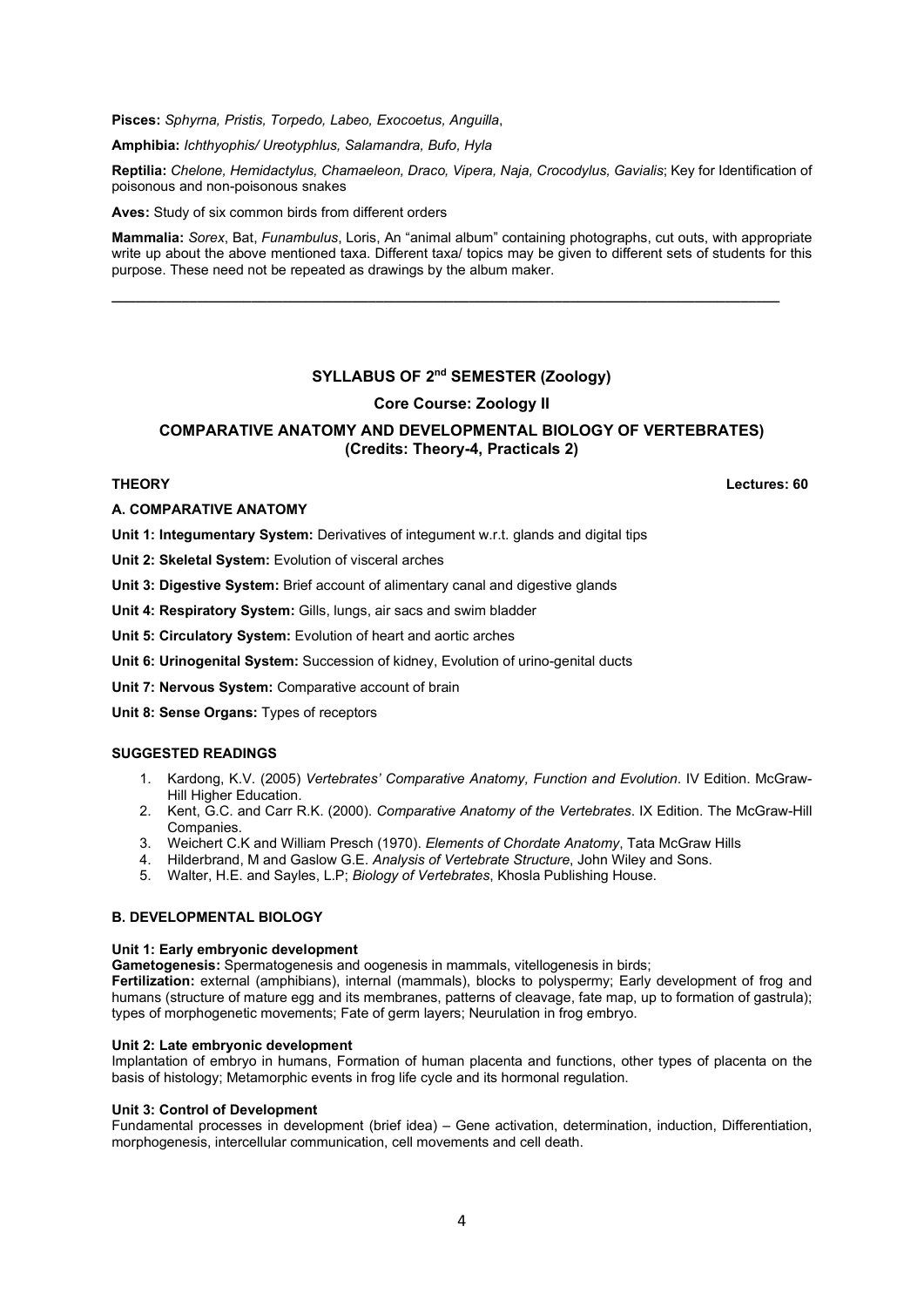**Pisces:** *Sphyrna, Pristis, Torpedo, Labeo, Exocoetus, Anguilla*,

**Amphibia:** *Ichthyophis/ Ureotyphlus, Salamandra, Bufo, Hyla*

**Reptilia:** *Chelone, Hemidactylus, Chamaeleon, Draco, Vipera, Naja, Crocodylus, Gavialis*; Key for Identification of poisonous and non-poisonous snakes

**Aves:** Study of six common birds from different orders

**Mammalia:** *Sorex*, Bat, *Funambulus*, Loris, An "animal album" containing photographs, cut outs, with appropriate write up about the above mentioned taxa. Different taxa/ topics may be given to different sets of students for this purpose. These need not be repeated as drawings by the album maker.

---

## SYLLABUS OF 2nd SEMESTER (Zoology)

### Core Course: Zoology II

### COMPARATIVE ANATOMY AND DEVELOPMENTAL BIOLOGY OF VERTEBRATES)
### (Credits: Theory-4, Practicals 2)

**THEORY** **Lectures: 60**

**A. COMPARATIVE ANATOMY**

**Unit 1: Integumentary System:** Derivatives of integument w.r.t. glands and digital tips

**Unit 2: Skeletal System:** Evolution of visceral arches

**Unit 3: Digestive System:** Brief account of alimentary canal and digestive glands

**Unit 4: Respiratory System:** Gills, lungs, air sacs and swim bladder

**Unit 5: Circulatory System:** Evolution of heart and aortic arches

**Unit 6: Urinogenital System:** Succession of kidney, Evolution of urino-genital ducts

**Unit 7: Nervous System:** Comparative account of brain

**Unit 8: Sense Organs:** Types of receptors

**SUGGESTED READINGS**

1. Kardong, K.V. (2005) *Vertebrates' Comparative Anatomy, Function and Evolution*. IV Edition. McGraw-Hill Higher Education.
2. Kent, G.C. and Carr R.K. (2000). *Comparative Anatomy of the Vertebrates*. IX Edition. The McGraw-Hill Companies.
3. Weichert C.K and William Presch (1970). *Elements of Chordate Anatomy*, Tata McGraw Hills
4. Hilderbrand, M and Gaslow G.E. *Analysis of Vertebrate Structure*, John Wiley and Sons.
5. Walter, H.E. and Sayles, L.P; *Biology of Vertebrates*, Khosla Publishing House.

**B. DEVELOPMENTAL BIOLOGY**

**Unit 1: Early embryonic development**

**Gametogenesis:** Spermatogenesis and oogenesis in mammals, vitellogenesis in birds;
**Fertilization:** external (amphibians), internal (mammals), blocks to polyspermy; Early development of frog and humans (structure of mature egg and its membranes, patterns of cleavage, fate map, up to formation of gastrula); types of morphogenetic movements; Fate of germ layers; Neurulation in frog embryo.

**Unit 2: Late embryonic development**

Implantation of embryo in humans, Formation of human placenta and functions, other types of placenta on the basis of histology; Metamorphic events in frog life cycle and its hormonal regulation.

**Unit 3: Control of Development**

Fundamental processes in development (brief idea) – Gene activation, determination, induction, Differentiation, morphogenesis, intercellular communication, cell movements and cell death.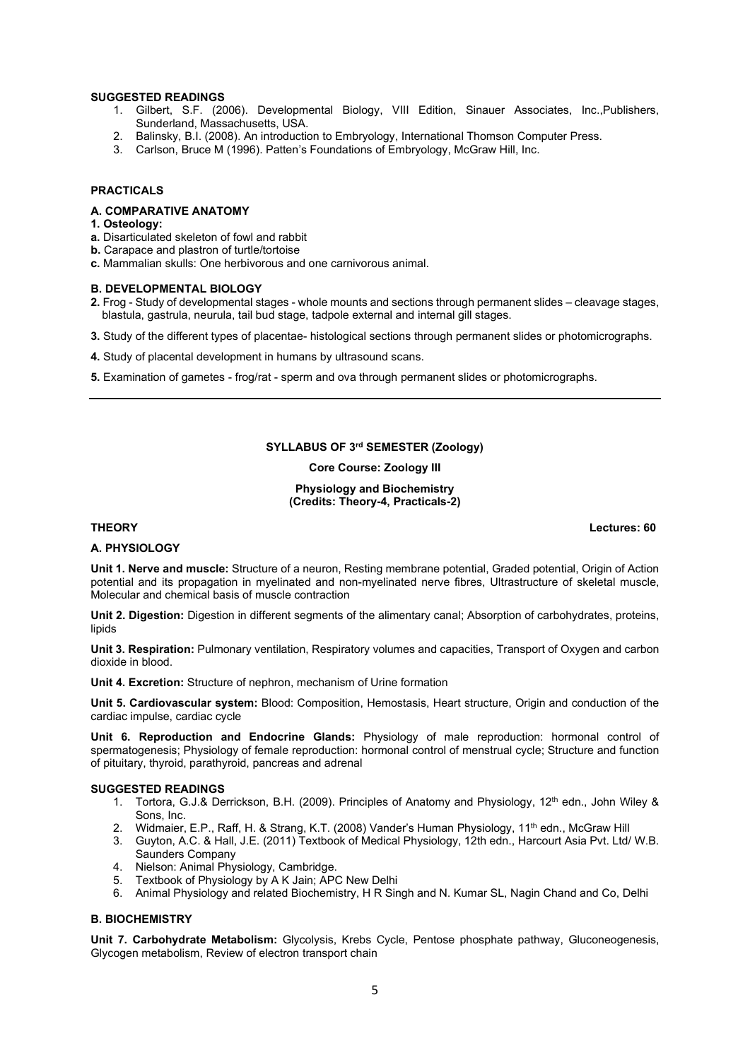**SUGGESTED READINGS**

1. Gilbert, S.F. (2006). Developmental Biology, VIII Edition, Sinauer Associates, Inc.,Publishers, Sunderland, Massachusetts, USA.
2. Balinsky, B.I. (2008). An introduction to Embryology, International Thomson Computer Press.
3. Carlson, Bruce M (1996). Patten's Foundations of Embryology, McGraw Hill, Inc.

**PRACTICALS**

**A. COMPARATIVE ANATOMY**

**1. Osteology:**

**a.** Disarticulated skeleton of fowl and rabbit

**b.** Carapace and plastron of turtle/tortoise

**c.** Mammalian skulls: One herbivorous and one carnivorous animal.

**B. DEVELOPMENTAL BIOLOGY**

**2.** Frog - Study of developmental stages - whole mounts and sections through permanent slides – cleavage stages, blastula, gastrula, neurula, tail bud stage, tadpole external and internal gill stages.

**3.** Study of the different types of placentae- histological sections through permanent slides or photomicrographs.

**4.** Study of placental development in humans by ultrasound scans.

**5.** Examination of gametes - frog/rat - sperm and ova through permanent slides or photomicrographs.

---

**SYLLABUS OF 3rd SEMESTER (Zoology)**

**Core Course: Zoology III**

**Physiology and Biochemistry**
**(Credits: Theory-4, Practicals-2)**

**THEORY** **Lectures: 60**

**A. PHYSIOLOGY**

**Unit 1. Nerve and muscle:** Structure of a neuron, Resting membrane potential, Graded potential, Origin of Action potential and its propagation in myelinated and non-myelinated nerve fibres, Ultrastructure of skeletal muscle, Molecular and chemical basis of muscle contraction

**Unit 2. Digestion:** Digestion in different segments of the alimentary canal; Absorption of carbohydrates, proteins, lipids

**Unit 3. Respiration:** Pulmonary ventilation, Respiratory volumes and capacities, Transport of Oxygen and carbon dioxide in blood.

**Unit 4. Excretion:** Structure of nephron, mechanism of Urine formation

**Unit 5. Cardiovascular system:** Blood: Composition, Hemostasis, Heart structure, Origin and conduction of the cardiac impulse, cardiac cycle

**Unit 6. Reproduction and Endocrine Glands:** Physiology of male reproduction: hormonal control of spermatogenesis; Physiology of female reproduction: hormonal control of menstrual cycle; Structure and function of pituitary, thyroid, parathyroid, pancreas and adrenal

**SUGGESTED READINGS**

1. Tortora, G.J.& Derrickson, B.H. (2009). Principles of Anatomy and Physiology, 12th edn., John Wiley & Sons, Inc.
2. Widmaier, E.P., Raff, H. & Strang, K.T. (2008) Vander's Human Physiology, 11th edn., McGraw Hill
3. Guyton, A.C. & Hall, J.E. (2011) Textbook of Medical Physiology, 12th edn., Harcourt Asia Pvt. Ltd/ W.B. Saunders Company
4. Nielson: Animal Physiology, Cambridge.
5. Textbook of Physiology by A K Jain; APC New Delhi
6. Animal Physiology and related Biochemistry, H R Singh and N. Kumar SL, Nagin Chand and Co, Delhi

**B. BIOCHEMISTRY**

**Unit 7. Carbohydrate Metabolism:** Glycolysis, Krebs Cycle, Pentose phosphate pathway, Gluconeogenesis, Glycogen metabolism, Review of electron transport chain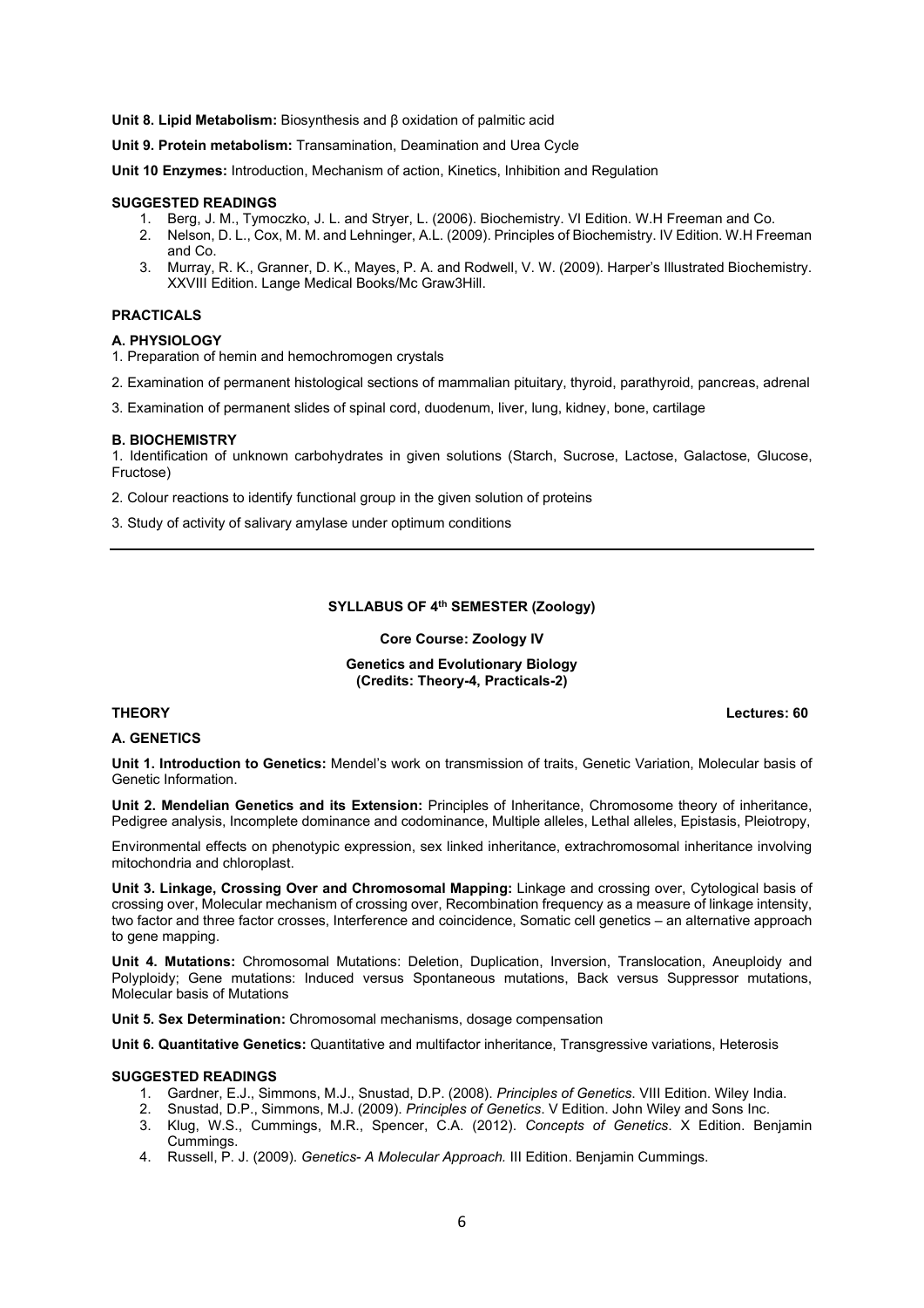**Unit 8. Lipid Metabolism:** Biosynthesis and β oxidation of palmitic acid

**Unit 9. Protein metabolism:** Transamination, Deamination and Urea Cycle

**Unit 10 Enzymes:** Introduction, Mechanism of action, Kinetics, Inhibition and Regulation

**SUGGESTED READINGS**

1. Berg, J. M., Tymoczko, J. L. and Stryer, L. (2006). Biochemistry. VI Edition. W.H Freeman and Co.
2. Nelson, D. L., Cox, M. M. and Lehninger, A.L. (2009). Principles of Biochemistry. IV Edition. W.H Freeman and Co.
3. Murray, R. K., Granner, D. K., Mayes, P. A. and Rodwell, V. W. (2009). Harper's Illustrated Biochemistry. XXVIII Edition. Lange Medical Books/Mc Graw3Hill.

**PRACTICALS**

**A. PHYSIOLOGY**

1. Preparation of hemin and hemochromogen crystals

2. Examination of permanent histological sections of mammalian pituitary, thyroid, parathyroid, pancreas, adrenal

3. Examination of permanent slides of spinal cord, duodenum, liver, lung, kidney, bone, cartilage

**B. BIOCHEMISTRY**

1. Identification of unknown carbohydrates in given solutions (Starch, Sucrose, Lactose, Galactose, Glucose, Fructose)

2. Colour reactions to identify functional group in the given solution of proteins

3. Study of activity of salivary amylase under optimum conditions

---

**SYLLABUS OF 4th SEMESTER (Zoology)**

**Core Course: Zoology IV**

**Genetics and Evolutionary Biology**
**(Credits: Theory-4, Practicals-2)**

**THEORY** **Lectures: 60**

**A. GENETICS**

**Unit 1. Introduction to Genetics:** Mendel's work on transmission of traits, Genetic Variation, Molecular basis of Genetic Information.

**Unit 2. Mendelian Genetics and its Extension:** Principles of Inheritance, Chromosome theory of inheritance, Pedigree analysis, Incomplete dominance and codominance, Multiple alleles, Lethal alleles, Epistasis, Pleiotropy,

Environmental effects on phenotypic expression, sex linked inheritance, extrachromosomal inheritance involving mitochondria and chloroplast.

**Unit 3. Linkage, Crossing Over and Chromosomal Mapping:** Linkage and crossing over, Cytological basis of crossing over, Molecular mechanism of crossing over, Recombination frequency as a measure of linkage intensity, two factor and three factor crosses, Interference and coincidence, Somatic cell genetics – an alternative approach to gene mapping.

**Unit 4. Mutations:** Chromosomal Mutations: Deletion, Duplication, Inversion, Translocation, Aneuploidy and Polyploidy; Gene mutations: Induced versus Spontaneous mutations, Back versus Suppressor mutations, Molecular basis of Mutations

**Unit 5. Sex Determination:** Chromosomal mechanisms, dosage compensation

**Unit 6. Quantitative Genetics:** Quantitative and multifactor inheritance, Transgressive variations, Heterosis

**SUGGESTED READINGS**

1. Gardner, E.J., Simmons, M.J., Snustad, D.P. (2008). *Principles of Genetics*. VIII Edition. Wiley India.
2. Snustad, D.P., Simmons, M.J. (2009). *Principles of Genetics*. V Edition. John Wiley and Sons Inc.
3. Klug, W.S., Cummings, M.R., Spencer, C.A. (2012). *Concepts of Genetics*. X Edition. Benjamin Cummings.
4. Russell, P. J. (2009). *Genetics- A Molecular Approach.* III Edition. Benjamin Cummings.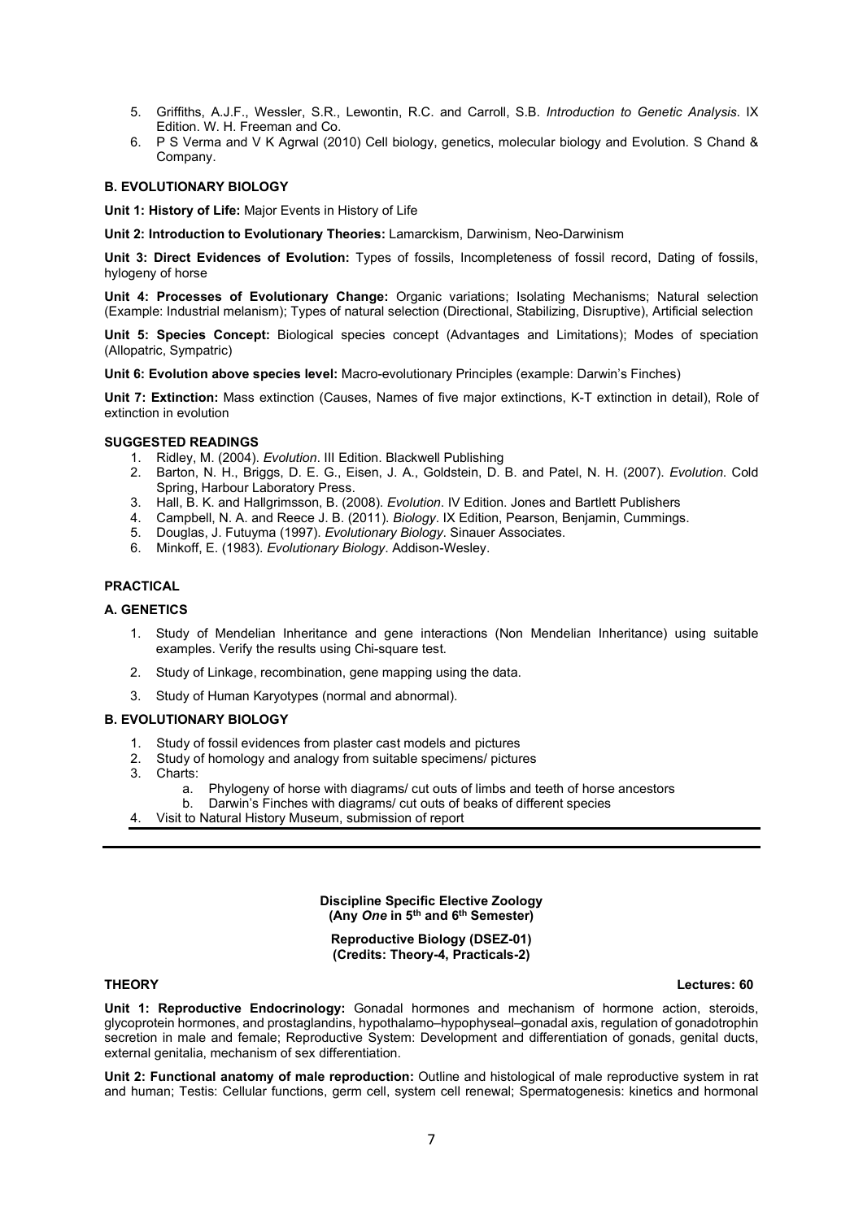5. Griffiths, A.J.F., Wessler, S.R., Lewontin, R.C. and Carroll, S.B. *Introduction to Genetic Analysis*. IX Edition. W. H. Freeman and Co.
6. P S Verma and V K Agrwal (2010) Cell biology, genetics, molecular biology and Evolution. S Chand & Company.

### B. EVOLUTIONARY BIOLOGY

**Unit 1: History of Life:** Major Events in History of Life

**Unit 2: Introduction to Evolutionary Theories:** Lamarckism, Darwinism, Neo-Darwinism

**Unit 3: Direct Evidences of Evolution:** Types of fossils, Incompleteness of fossil record, Dating of fossils, hylogeny of horse

**Unit 4: Processes of Evolutionary Change:** Organic variations; Isolating Mechanisms; Natural selection (Example: Industrial melanism); Types of natural selection (Directional, Stabilizing, Disruptive), Artificial selection

**Unit 5: Species Concept:** Biological species concept (Advantages and Limitations); Modes of speciation (Allopatric, Sympatric)

**Unit 6: Evolution above species level:** Macro-evolutionary Principles (example: Darwin's Finches)

**Unit 7: Extinction:** Mass extinction (Causes, Names of five major extinctions, K-T extinction in detail), Role of extinction in evolution

#### SUGGESTED READINGS

1. Ridley, M. (2004). *Evolution*. III Edition. Blackwell Publishing
2. Barton, N. H., Briggs, D. E. G., Eisen, J. A., Goldstein, D. B. and Patel, N. H. (2007). *Evolution*. Cold Spring, Harbour Laboratory Press.
3. Hall, B. K. and Hallgrimsson, B. (2008). *Evolution*. IV Edition. Jones and Bartlett Publishers
4. Campbell, N. A. and Reece J. B. (2011). *Biology*. IX Edition, Pearson, Benjamin, Cummings.
5. Douglas, J. Futuyma (1997). *Evolutionary Biology*. Sinauer Associates.
6. Minkoff, E. (1983). *Evolutionary Biology*. Addison-Wesley.

## PRACTICAL

### A. GENETICS

1. Study of Mendelian Inheritance and gene interactions (Non Mendelian Inheritance) using suitable examples. Verify the results using Chi-square test.
2. Study of Linkage, recombination, gene mapping using the data.
3. Study of Human Karyotypes (normal and abnormal).

### B. EVOLUTIONARY BIOLOGY

1. Study of fossil evidences from plaster cast models and pictures
2. Study of homology and analogy from suitable specimens/ pictures
3. Charts:
    a. Phylogeny of horse with diagrams/ cut outs of limbs and teeth of horse ancestors
    b. Darwin's Finches with diagrams/ cut outs of beaks of different species
4. Visit to Natural History Museum, submission of report

---

**Discipline Specific Elective Zoology**
**(Any *One* in 5th and 6th Semester)**

**Reproductive Biology (DSEZ-01)**
**(Credits: Theory-4, Practicals-2)**

**THEORY** **Lectures: 60**

**Unit 1: Reproductive Endocrinology:** Gonadal hormones and mechanism of hormone action, steroids, glycoprotein hormones, and prostaglandins, hypothalamo–hypophyseal–gonadal axis, regulation of gonadotrophin secretion in male and female; Reproductive System: Development and differentiation of gonads, genital ducts, external genitalia, mechanism of sex differentiation.

**Unit 2: Functional anatomy of male reproduction:** Outline and histological of male reproductive system in rat and human; Testis: Cellular functions, germ cell, system cell renewal; Spermatogenesis: kinetics and hormonal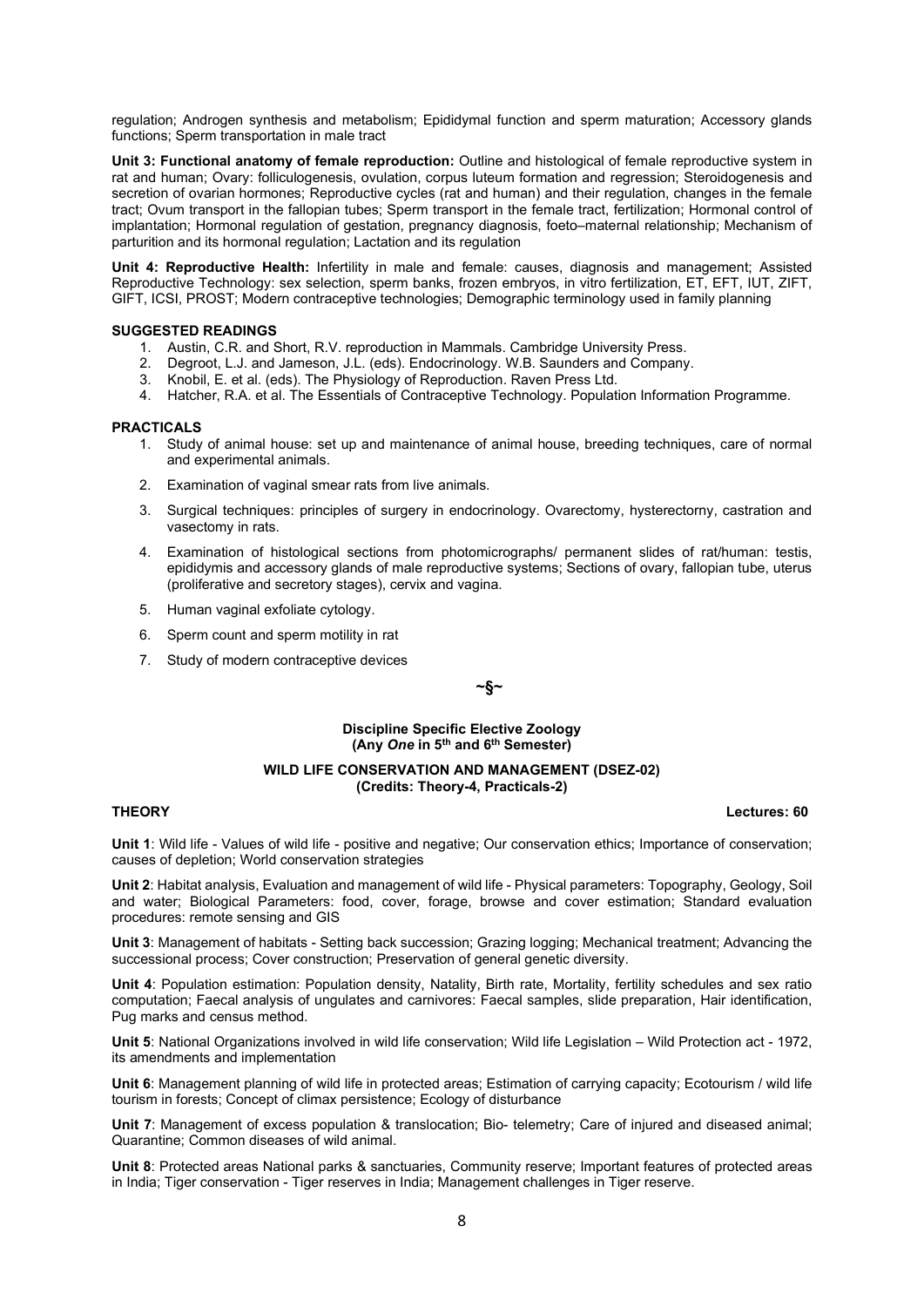regulation; Androgen synthesis and metabolism; Epididymal function and sperm maturation; Accessory glands functions; Sperm transportation in male tract

**Unit 3: Functional anatomy of female reproduction:** Outline and histological of female reproductive system in rat and human; Ovary: folliculogenesis, ovulation, corpus luteum formation and regression; Steroidogenesis and secretion of ovarian hormones; Reproductive cycles (rat and human) and their regulation, changes in the female tract; Ovum transport in the fallopian tubes; Sperm transport in the female tract, fertilization; Hormonal control of implantation; Hormonal regulation of gestation, pregnancy diagnosis, foeto–maternal relationship; Mechanism of parturition and its hormonal regulation; Lactation and its regulation

**Unit 4: Reproductive Health:** Infertility in male and female: causes, diagnosis and management; Assisted Reproductive Technology: sex selection, sperm banks, frozen embryos, in vitro fertilization, ET, EFT, IUT, ZIFT, GIFT, ICSI, PROST; Modern contraceptive technologies; Demographic terminology used in family planning

**SUGGESTED READINGS**

1. Austin, C.R. and Short, R.V. reproduction in Mammals. Cambridge University Press.
2. Degroot, L.J. and Jameson, J.L. (eds). Endocrinology. W.B. Saunders and Company.
3. Knobil, E. et al. (eds). The Physiology of Reproduction. Raven Press Ltd.
4. Hatcher, R.A. et al. The Essentials of Contraceptive Technology. Population Information Programme.

**PRACTICALS**

1. Study of animal house: set up and maintenance of animal house, breeding techniques, care of normal and experimental animals.
2. Examination of vaginal smear rats from live animals.
3. Surgical techniques: principles of surgery in endocrinology. Ovarectomy, hysterectorny, castration and vasectomy in rats.
4. Examination of histological sections from photomicrographs/ permanent slides of rat/human: testis, epididymis and accessory glands of male reproductive systems; Sections of ovary, fallopian tube, uterus (proliferative and secretory stages), cervix and vagina.
5. Human vaginal exfoliate cytology.
6. Sperm count and sperm motility in rat
7. Study of modern contraceptive devices

~§~

**Discipline Specific Elective Zoology**
**(Any *One* in 5th and 6th Semester)**

**WILD LIFE CONSERVATION AND MANAGEMENT (DSEZ-02)**
**(Credits: Theory-4, Practicals-2)**

**THEORY** **Lectures: 60**

**Unit 1**: Wild life - Values of wild life - positive and negative; Our conservation ethics; Importance of conservation; causes of depletion; World conservation strategies

**Unit 2**: Habitat analysis, Evaluation and management of wild life - Physical parameters: Topography, Geology, Soil and water; Biological Parameters: food, cover, forage, browse and cover estimation; Standard evaluation procedures: remote sensing and GIS

**Unit 3**: Management of habitats - Setting back succession; Grazing logging; Mechanical treatment; Advancing the successional process; Cover construction; Preservation of general genetic diversity.

**Unit 4**: Population estimation: Population density, Natality, Birth rate, Mortality, fertility schedules and sex ratio computation; Faecal analysis of ungulates and carnivores: Faecal samples, slide preparation, Hair identification, Pug marks and census method.

**Unit 5**: National Organizations involved in wild life conservation; Wild life Legislation – Wild Protection act - 1972, its amendments and implementation

**Unit 6**: Management planning of wild life in protected areas; Estimation of carrying capacity; Ecotourism / wild life tourism in forests; Concept of climax persistence; Ecology of disturbance

**Unit 7**: Management of excess population & translocation; Bio- telemetry; Care of injured and diseased animal; Quarantine; Common diseases of wild animal.

**Unit 8**: Protected areas National parks & sanctuaries, Community reserve; Important features of protected areas in India; Tiger conservation - Tiger reserves in India; Management challenges in Tiger reserve.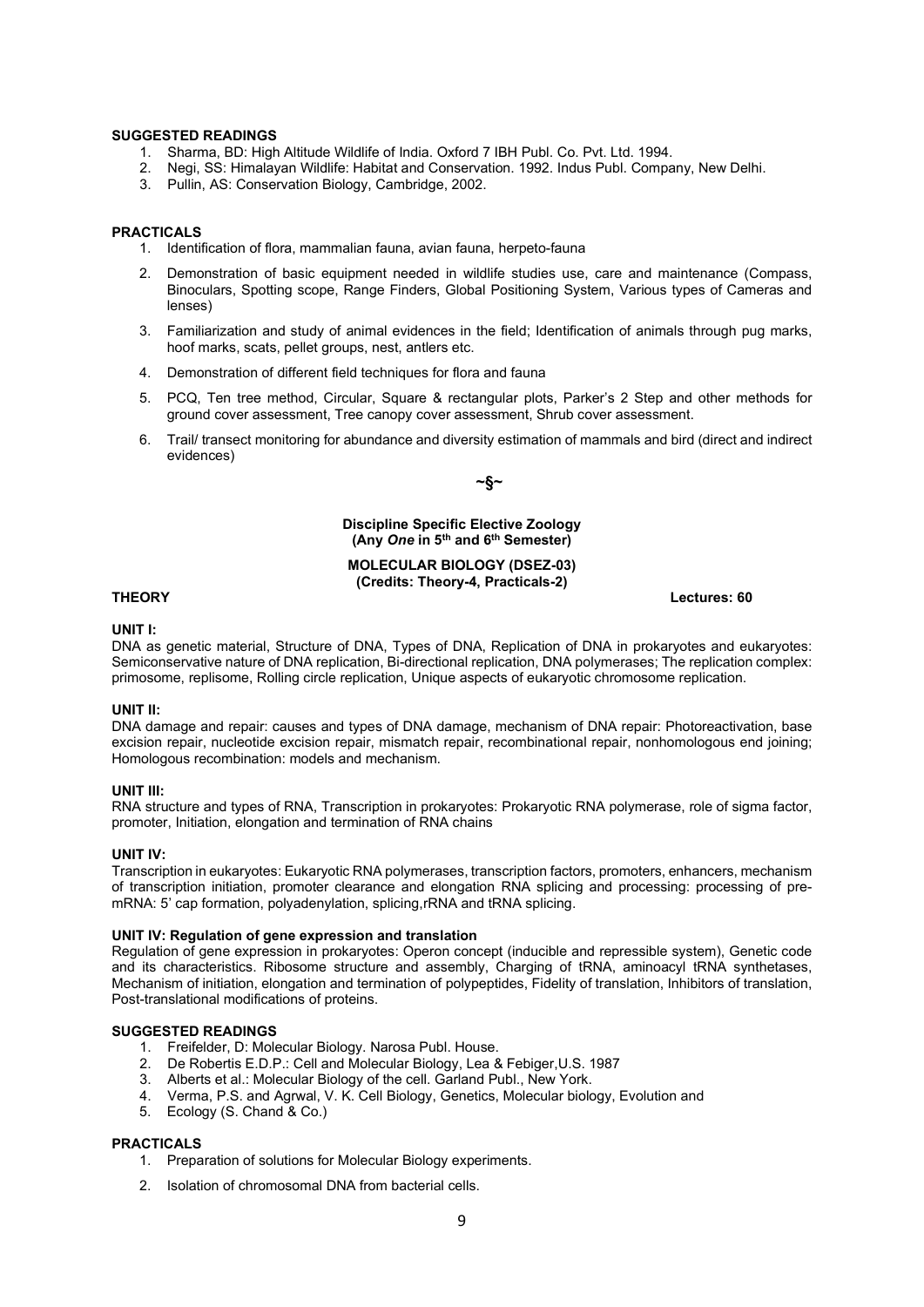**SUGGESTED READINGS**

1. Sharma, BD: High Altitude Wildlife of India. Oxford 7 IBH Publ. Co. Pvt. Ltd. 1994.
2. Negi, SS: Himalayan Wildlife: Habitat and Conservation. 1992. Indus Publ. Company, New Delhi.
3. Pullin, AS: Conservation Biology, Cambridge, 2002.

**PRACTICALS**

1. Identification of flora, mammalian fauna, avian fauna, herpeto-fauna
2. Demonstration of basic equipment needed in wildlife studies use, care and maintenance (Compass, Binoculars, Spotting scope, Range Finders, Global Positioning System, Various types of Cameras and lenses)
3. Familiarization and study of animal evidences in the field; Identification of animals through pug marks, hoof marks, scats, pellet groups, nest, antlers etc.
4. Demonstration of different field techniques for flora and fauna
5. PCQ, Ten tree method, Circular, Square & rectangular plots, Parker's 2 Step and other methods for ground cover assessment, Tree canopy cover assessment, Shrub cover assessment.
6. Trail/ transect monitoring for abundance and diversity estimation of mammals and bird (direct and indirect evidences)

**~§~**

**Discipline Specific Elective Zoology**
**(Any *One* in 5th and 6th Semester)**

**MOLECULAR BIOLOGY (DSEZ-03)**
**(Credits: Theory-4, Practicals-2)**

**THEORY** **Lectures: 60**

**UNIT I:**
DNA as genetic material, Structure of DNA, Types of DNA, Replication of DNA in prokaryotes and eukaryotes: Semiconservative nature of DNA replication, Bi-directional replication, DNA polymerases; The replication complex: primosome, replisome, Rolling circle replication, Unique aspects of eukaryotic chromosome replication.

**UNIT II:**
DNA damage and repair: causes and types of DNA damage, mechanism of DNA repair: Photoreactivation, base excision repair, nucleotide excision repair, mismatch repair, recombinational repair, nonhomologous end joining; Homologous recombination: models and mechanism.

**UNIT III:**
RNA structure and types of RNA, Transcription in prokaryotes: Prokaryotic RNA polymerase, role of sigma factor, promoter, Initiation, elongation and termination of RNA chains

**UNIT IV:**
Transcription in eukaryotes: Eukaryotic RNA polymerases, transcription factors, promoters, enhancers, mechanism of transcription initiation, promoter clearance and elongation RNA splicing and processing: processing of pre-mRNA: 5' cap formation, polyadenylation, splicing,rRNA and tRNA splicing.

**UNIT IV: Regulation of gene expression and translation**
Regulation of gene expression in prokaryotes: Operon concept (inducible and repressible system), Genetic code and its characteristics. Ribosome structure and assembly, Charging of tRNA, aminoacyl tRNA synthetases, Mechanism of initiation, elongation and termination of polypeptides, Fidelity of translation, Inhibitors of translation, Post-translational modifications of proteins.

**SUGGESTED READINGS**

1. Freifelder, D: Molecular Biology. Narosa Publ. House.
2. De Robertis E.D.P.: Cell and Molecular Biology, Lea & Febiger,U.S. 1987
3. Alberts et al.: Molecular Biology of the cell. Garland Publ., New York.
4. Verma, P.S. and Agrwal, V. K. Cell Biology, Genetics, Molecular biology, Evolution and
5. Ecology (S. Chand & Co.)

**PRACTICALS**

1. Preparation of solutions for Molecular Biology experiments.
2. Isolation of chromosomal DNA from bacterial cells.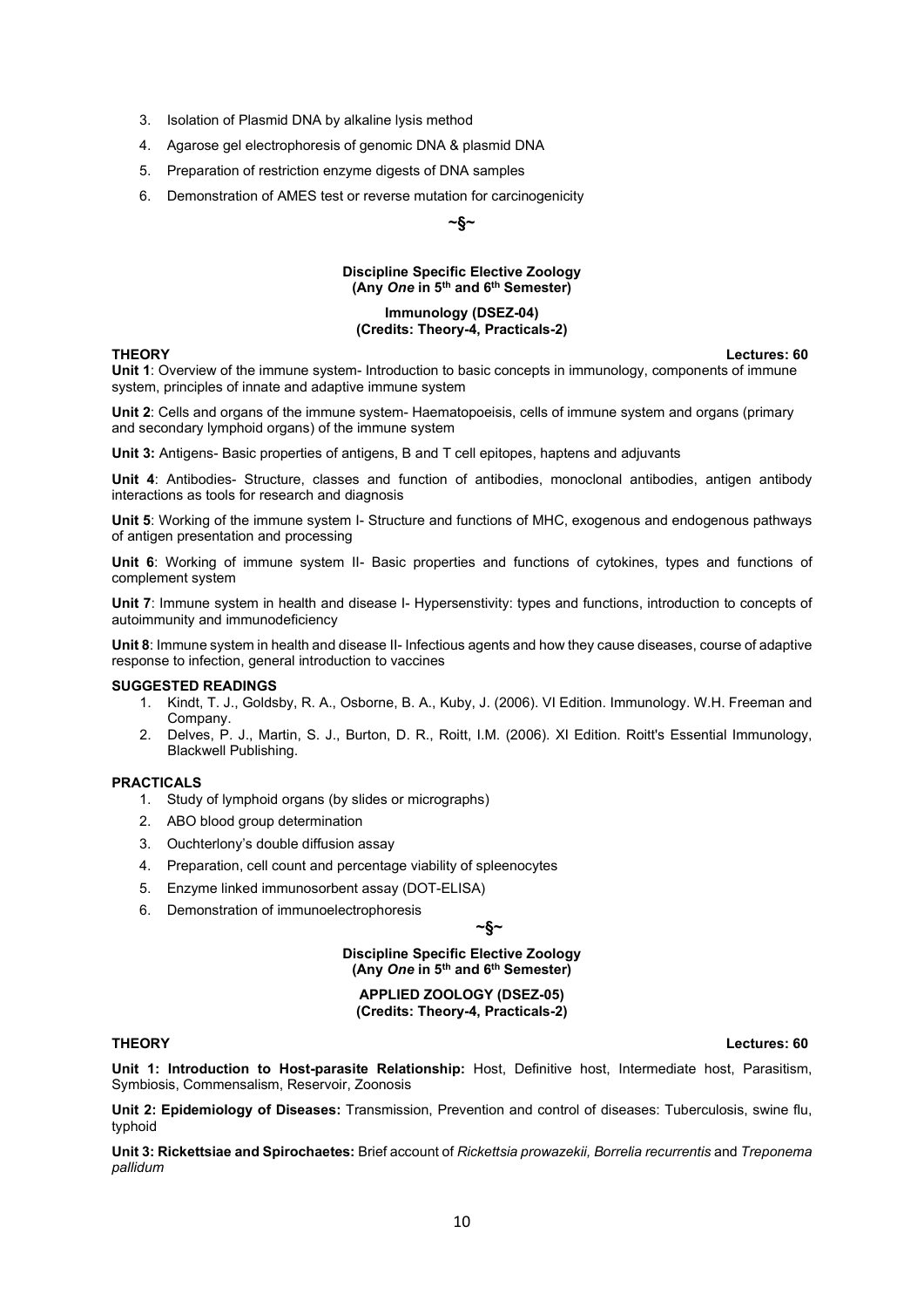3. Isolation of Plasmid DNA by alkaline lysis method
4. Agarose gel electrophoresis of genomic DNA & plasmid DNA
5. Preparation of restriction enzyme digests of DNA samples
6. Demonstration of AMES test or reverse mutation for carcinogenicity

~§~

**Discipline Specific Elective Zoology**
**(Any *One* in 5th and 6th Semester)**

**Immunology (DSEZ-04)**
**(Credits: Theory-4, Practicals-2)**

**THEORY** **Lectures: 60**

**Unit 1**: Overview of the immune system- Introduction to basic concepts in immunology, components of immune system, principles of innate and adaptive immune system

**Unit 2**: Cells and organs of the immune system- Haematopoeisis, cells of immune system and organs (primary and secondary lymphoid organs) of the immune system

**Unit 3:** Antigens- Basic properties of antigens, B and T cell epitopes, haptens and adjuvants

**Unit 4**: Antibodies- Structure, classes and function of antibodies, monoclonal antibodies, antigen antibody interactions as tools for research and diagnosis

**Unit 5**: Working of the immune system I- Structure and functions of MHC, exogenous and endogenous pathways of antigen presentation and processing

**Unit 6**: Working of immune system II- Basic properties and functions of cytokines, types and functions of complement system

**Unit 7**: Immune system in health and disease I- Hypersenstivity: types and functions, introduction to concepts of autoimmunity and immunodeficiency

**Unit 8**: Immune system in health and disease II- Infectious agents and how they cause diseases, course of adaptive response to infection, general introduction to vaccines

**SUGGESTED READINGS**

1. Kindt, T. J., Goldsby, R. A., Osborne, B. A., Kuby, J. (2006). VI Edition. Immunology. W.H. Freeman and Company.
2. Delves, P. J., Martin, S. J., Burton, D. R., Roitt, I.M. (2006). XI Edition. Roitt's Essential Immunology, Blackwell Publishing.

**PRACTICALS**

1. Study of lymphoid organs (by slides or micrographs)
2. ABO blood group determination
3. Ouchterlony's double diffusion assay
4. Preparation, cell count and percentage viability of spleenocytes
5. Enzyme linked immunosorbent assay (DOT-ELISA)
6. Demonstration of immunoelectrophoresis

~§~

**Discipline Specific Elective Zoology**
**(Any *One* in 5th and 6th Semester)**

**APPLIED ZOOLOGY (DSEZ-05)**
**(Credits: Theory-4, Practicals-2)**

**THEORY** **Lectures: 60**

**Unit 1: Introduction to Host-parasite Relationship:** Host, Definitive host, Intermediate host, Parasitism, Symbiosis, Commensalism, Reservoir, Zoonosis

**Unit 2: Epidemiology of Diseases:** Transmission, Prevention and control of diseases: Tuberculosis, swine flu, typhoid

**Unit 3: Rickettsiae and Spirochaetes:** Brief account of *Rickettsia prowazekii, Borrelia recurrentis* and *Treponema pallidum*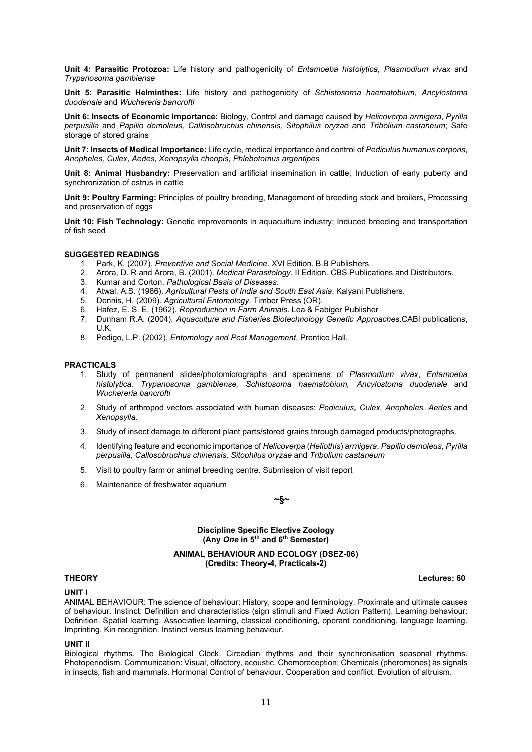**Unit 4: Parasitic Protozoa:** Life history and pathogenicity of *Entamoeba histolytica, Plasmodium vivax* and *Trypanosoma gambiense*

**Unit 5: Parasitic Helminthes:** Life history and pathogenicity of *Schistosoma haematobium*, *Ancylostoma duodenale* and *Wuchereria bancrofti*

**Unit 6: Insects of Economic Importance:** Biology, Control and damage caused by *Helicoverpa armigera*, *Pyrilla perpusilla* and *Papilio demoleus, Callosobruchus chinensis, Sitophilus oryzae* and *Tribolium castaneum*; Safe storage of stored grains

**Unit 7: Insects of Medical Importance:** Life cycle, medical importance and control of *Pediculus humanus corporis*, *Anopheles, Culex, Aedes, Xenopsylla cheopis, Phlebotomus argentipes*

**Unit 8: Animal Husbandry:** Preservation and artificial insemination in cattle; Induction of early puberty and synchronization of estrus in cattle

**Unit 9: Poultry Farming:** Principles of poultry breeding, Management of breeding stock and broilers, Processing and preservation of eggs

**Unit 10: Fish Technology:** Genetic improvements in aquaculture industry; Induced breeding and transportation of fish seed

**SUGGESTED READINGS**

1. Park, K. (2007). *Preventive and Social Medicine*. XVI Edition. B.B Publishers.
2. Arora, D. R and Arora, B. (2001). *Medical Parasitology*. II Edition. CBS Publications and Distributors.
3. Kumar and Corton. *Pathological Basis of Diseases*.
4. Atwal, A.S. (1986). *Agricultural Pests of India and South East Asia*, Kalyani Publishers.
5. Dennis, H. (2009). *Agricultural Entomology*. Timber Press (OR).
6. Hafez, E. S. E. (1962). *Reproduction in Farm Animals*. Lea & Fabiger Publisher
7. Dunham R.A. (2004). *Aquaculture and Fisheries Biotechnology Genetic Approache*s.CABI publications, U.K.
8. Pedigo, L.P. (2002). *Entomology and Pest Management*, Prentice Hall.

**PRACTICALS**

1. Study of permanent slides/photomicrographs and specimens of *Plasmodium vivax*, *Entamoeba histolytica, Trypanosoma gambiense, Schistosoma haematobium, Ancylostoma duodenale* and *Wuchereria bancrofti*
2. Study of arthropod vectors associated with human diseases: *Pediculus, Culex, Anopheles, Aedes* and *Xenopsylla.*
3. Study of insect damage to different plant parts/stored grains through damaged products/photographs.
4. Identifying feature and economic importance of *Helicoverpa* (*Heliothis*) *armigera*, *Papilio demoleus*, *Pyrilla perpusilla, Callosobruchus chinensis, Sitophilus oryzae* and *Tribolium castaneum*
5. Visit to poultry farm or animal breeding centre. Submission of visit report
6. Maintenance of freshwater aquarium

~§~

**Discipline Specific Elective Zoology**
**(Any *One* in 5th and 6th Semester)**

**ANIMAL BEHAVIOUR AND ECOLOGY (DSEZ-06)**
**(Credits: Theory-4, Practicals-2)**

**THEORY** **Lectures: 60**

**UNIT I**

ANIMAL BEHAVIOUR: The science of behaviour: History, scope and terminology. Proximate and ultimate causes of behaviour. Instinct: Definition and characteristics (sign stimuli and Fixed Action Pattern). Learning behaviour: Definition. Spatial learning. Associative learning, classical conditioning, operant conditioning, language learning. Imprinting. Kin recognition. Instinct versus learning behaviour.

**UNIT II**

Biological rhythms. The Biological Clock. Circadian rhythms and their synchronisation seasonal rhythms. Photoperiodism. Communication: Visual, olfactory, acoustic. Chemoreception: Chemicals (pheromones) as signals in insects, fish and mammals. Hormonal Control of behaviour. Cooperation and conflict: Evolution of altruism.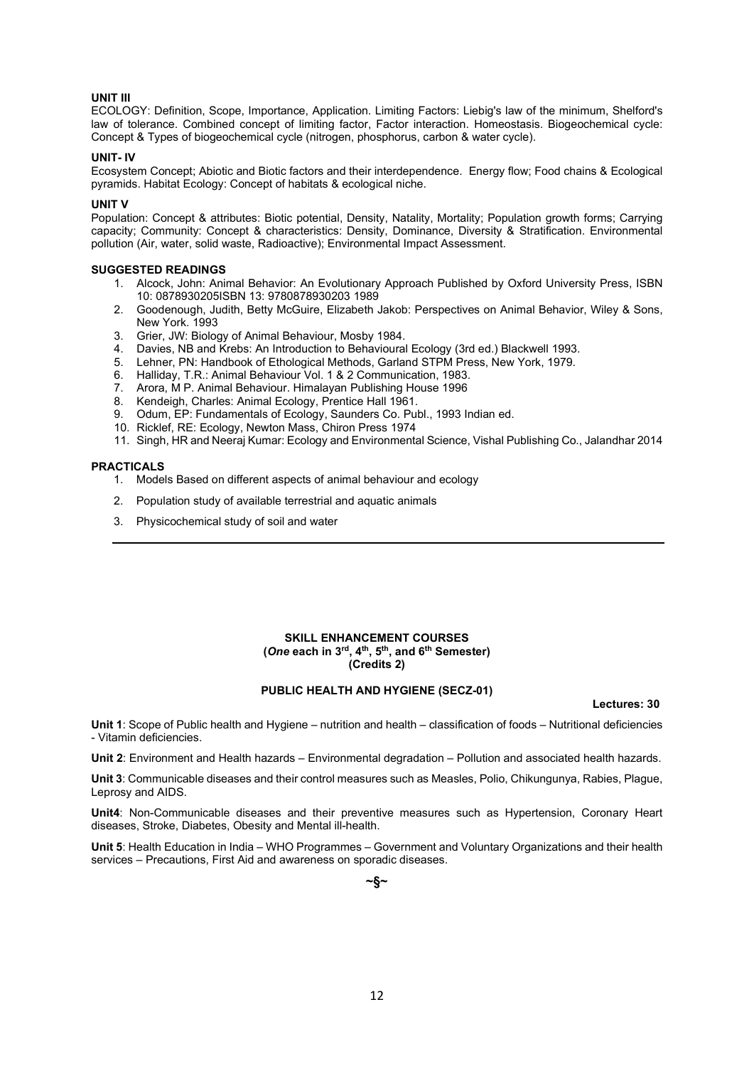**UNIT III**

ECOLOGY: Definition, Scope, Importance, Application. Limiting Factors: Liebig's law of the minimum, Shelford's law of tolerance. Combined concept of limiting factor, Factor interaction. Homeostasis. Biogeochemical cycle: Concept & Types of biogeochemical cycle (nitrogen, phosphorus, carbon & water cycle).

**UNIT- IV**

Ecosystem Concept; Abiotic and Biotic factors and their interdependence. Energy flow; Food chains & Ecological pyramids. Habitat Ecology: Concept of habitats & ecological niche.

**UNIT V**

Population: Concept & attributes: Biotic potential, Density, Natality, Mortality; Population growth forms; Carrying capacity; Community: Concept & characteristics: Density, Dominance, Diversity & Stratification. Environmental pollution (Air, water, solid waste, Radioactive); Environmental Impact Assessment.

**SUGGESTED READINGS**

1. Alcock, John: Animal Behavior: An Evolutionary Approach Published by Oxford University Press, ISBN 10: 0878930205ISBN 13: 9780878930203 1989
2. Goodenough, Judith, Betty McGuire, Elizabeth Jakob: Perspectives on Animal Behavior, Wiley & Sons, New York. 1993
3. Grier, JW: Biology of Animal Behaviour, Mosby 1984.
4. Davies, NB and Krebs: An Introduction to Behavioural Ecology (3rd ed.) Blackwell 1993.
5. Lehner, PN: Handbook of Ethological Methods, Garland STPM Press, New York, 1979.
6. Halliday, T.R.: Animal Behaviour Vol. 1 & 2 Communication, 1983.
7. Arora, M P. Animal Behaviour. Himalayan Publishing House 1996
8. Kendeigh, Charles: Animal Ecology, Prentice Hall 1961.
9. Odum, EP: Fundamentals of Ecology, Saunders Co. Publ., 1993 Indian ed.
10. Ricklef, RE: Ecology, Newton Mass, Chiron Press 1974
11. Singh, HR and Neeraj Kumar: Ecology and Environmental Science, Vishal Publishing Co., Jalandhar 2014

**PRACTICALS**

1. Models Based on different aspects of animal behaviour and ecology
2. Population study of available terrestrial and aquatic animals
3. Physicochemical study of soil and water

---

**SKILL ENHANCEMENT COURSES**
**(*One* each in 3rd, 4th, 5th, and 6th Semester)**
**(Credits 2)**

**PUBLIC HEALTH AND HYGIENE (SECZ-01)**

**Lectures: 30**

**Unit 1**: Scope of Public health and Hygiene – nutrition and health – classification of foods – Nutritional deficiencies - Vitamin deficiencies.

**Unit 2**: Environment and Health hazards – Environmental degradation – Pollution and associated health hazards.

**Unit 3**: Communicable diseases and their control measures such as Measles, Polio, Chikungunya, Rabies, Plague, Leprosy and AIDS.

**Unit4**: Non-Communicable diseases and their preventive measures such as Hypertension, Coronary Heart diseases, Stroke, Diabetes, Obesity and Mental ill-health.

**Unit 5**: Health Education in India – WHO Programmes – Government and Voluntary Organizations and their health services – Precautions, First Aid and awareness on sporadic diseases.

~§~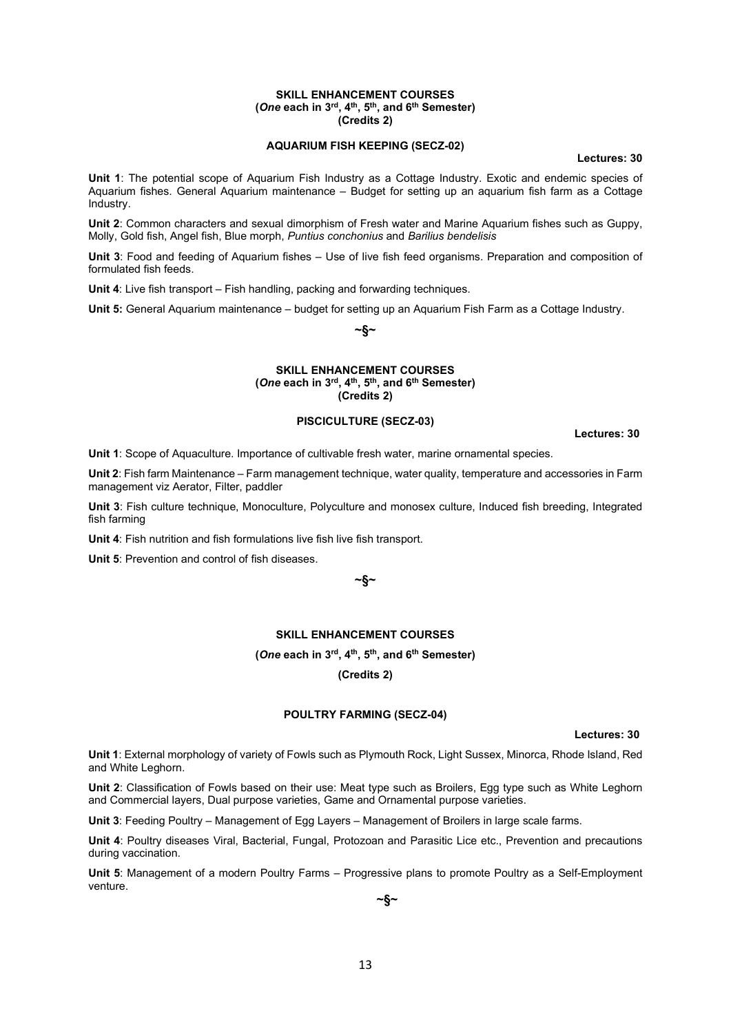**SKILL ENHANCEMENT COURSES**
**(*One* each in 3rd, 4th, 5th, and 6th Semester)**
**(Credits 2)**

## AQUARIUM FISH KEEPING (SECZ-02)

**Lectures: 30**

**Unit 1**: The potential scope of Aquarium Fish Industry as a Cottage Industry. Exotic and endemic species of Aquarium fishes. General Aquarium maintenance – Budget for setting up an aquarium fish farm as a Cottage Industry.

**Unit 2**: Common characters and sexual dimorphism of Fresh water and Marine Aquarium fishes such as Guppy, Molly, Gold fish, Angel fish, Blue morph, *Puntius conchonius* and *Barilius bendelisis*

**Unit 3**: Food and feeding of Aquarium fishes – Use of live fish feed organisms. Preparation and composition of formulated fish feeds.

**Unit 4**: Live fish transport – Fish handling, packing and forwarding techniques.

**Unit 5:** General Aquarium maintenance – budget for setting up an Aquarium Fish Farm as a Cottage Industry.

~§~

**SKILL ENHANCEMENT COURSES**
**(*One* each in 3rd, 4th, 5th, and 6th Semester)**
**(Credits 2)**

## PISCICULTURE (SECZ-03)

**Lectures: 30**

**Unit 1**: Scope of Aquaculture. Importance of cultivable fresh water, marine ornamental species.

**Unit 2**: Fish farm Maintenance – Farm management technique, water quality, temperature and accessories in Farm management viz Aerator, Filter, paddler

**Unit 3**: Fish culture technique, Monoculture, Polyculture and monosex culture, Induced fish breeding, Integrated fish farming

**Unit 4**: Fish nutrition and fish formulations live fish live fish transport.

**Unit 5**: Prevention and control of fish diseases.

~§~

**SKILL ENHANCEMENT COURSES**

**(*One* each in 3rd, 4th, 5th, and 6th Semester)**

**(Credits 2)**

## POULTRY FARMING (SECZ-04)

**Lectures: 30**

**Unit 1**: External morphology of variety of Fowls such as Plymouth Rock, Light Sussex, Minorca, Rhode Island, Red and White Leghorn.

**Unit 2**: Classification of Fowls based on their use: Meat type such as Broilers, Egg type such as White Leghorn and Commercial layers, Dual purpose varieties, Game and Ornamental purpose varieties.

**Unit 3**: Feeding Poultry – Management of Egg Layers – Management of Broilers in large scale farms.

**Unit 4**: Poultry diseases Viral, Bacterial, Fungal, Protozoan and Parasitic Lice etc., Prevention and precautions during vaccination.

**Unit 5**: Management of a modern Poultry Farms – Progressive plans to promote Poultry as a Self-Employment venture.

~§~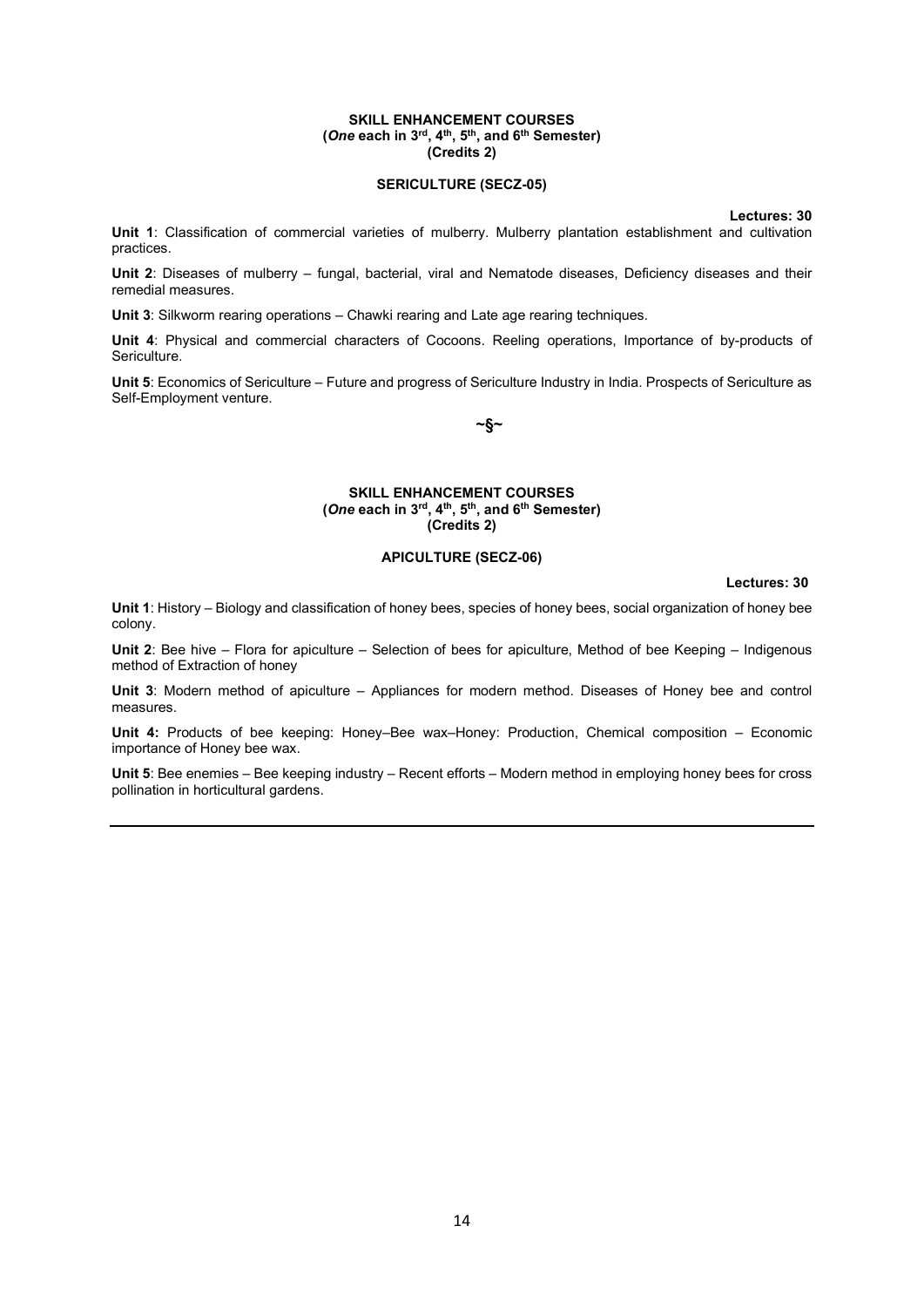**SKILL ENHANCEMENT COURSES**
**(*One* each in 3rd, 4th, 5th, and 6th Semester)**
**(Credits 2)**

**SERICULTURE (SECZ-05)**

**Lectures: 30**

**Unit 1**: Classification of commercial varieties of mulberry. Mulberry plantation establishment and cultivation practices.

**Unit 2**: Diseases of mulberry – fungal, bacterial, viral and Nematode diseases, Deficiency diseases and their remedial measures.

**Unit 3**: Silkworm rearing operations – Chawki rearing and Late age rearing techniques.

**Unit 4**: Physical and commercial characters of Cocoons. Reeling operations, Importance of by-products of Sericulture.

**Unit 5**: Economics of Sericulture – Future and progress of Sericulture Industry in India. Prospects of Sericulture as Self-Employment venture.

~§~

**SKILL ENHANCEMENT COURSES**
**(*One* each in 3rd, 4th, 5th, and 6th Semester)**
**(Credits 2)**

**APICULTURE (SECZ-06)**

**Lectures: 30**

**Unit 1**: History – Biology and classification of honey bees, species of honey bees, social organization of honey bee colony.

**Unit 2**: Bee hive – Flora for apiculture – Selection of bees for apiculture, Method of bee Keeping – Indigenous method of Extraction of honey

**Unit 3**: Modern method of apiculture – Appliances for modern method. Diseases of Honey bee and control measures.

**Unit 4:** Products of bee keeping: Honey–Bee wax–Honey: Production, Chemical composition – Economic importance of Honey bee wax.

**Unit 5**: Bee enemies – Bee keeping industry – Recent efforts – Modern method in employing honey bees for cross pollination in horticultural gardens.